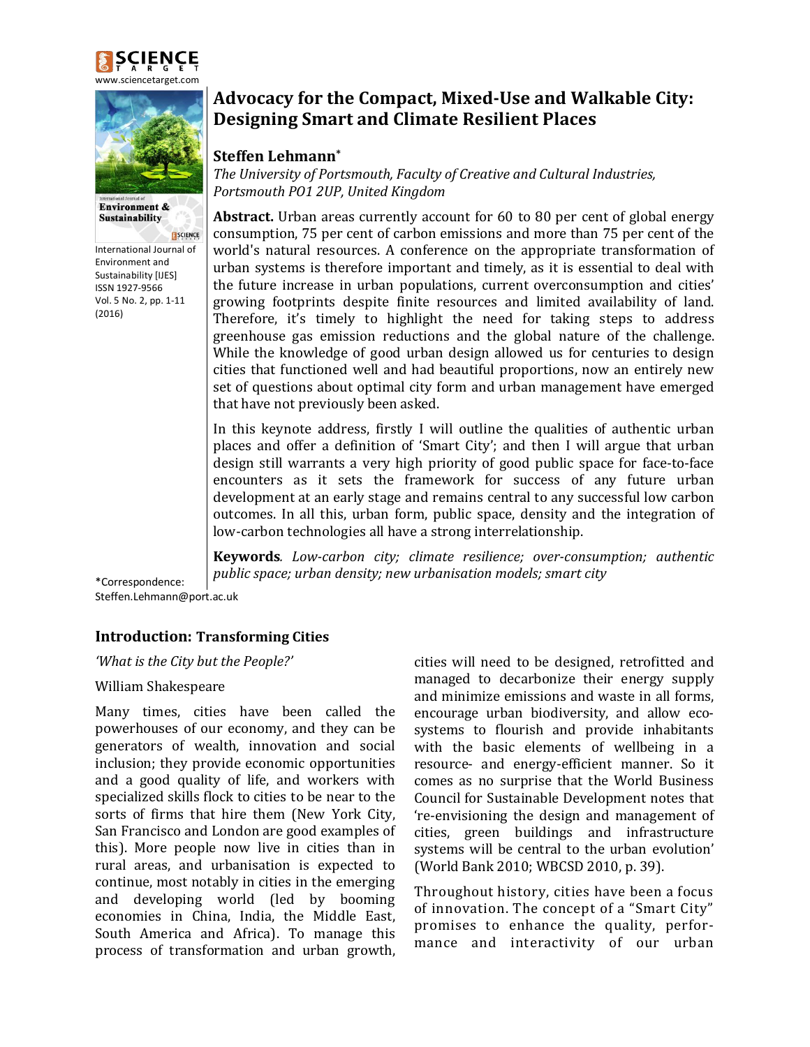# Advocacy for the Compact, Mixed-Use and Walkable City: Designing Smart and Climate Resilient Places

**Steffen Lehmann***

*The University of Portsmouth, Faculty of Creative and Cultural Industries, Portsmouth PO1 2UP, United Kingdom*

**Abstract.** Urban areas currently account for 60 to 80 per cent of global energy consumption, 75 per cent of carbon emissions and more than 75 per cent of the world's natural resources. A conference on the appropriate transformation of urban systems is therefore important and timely, as it is essential to deal with the future increase in urban populations, current overconsumption and cities' growing footprints despite finite resources and limited availability of land. Therefore, it's timely to highlight the need for taking steps to address greenhouse gas emission reductions and the global nature of the challenge. While the knowledge of good urban design allowed us for centuries to design cities that functioned well and had beautiful proportions, now an entirely new set of questions about optimal city form and urban management have emerged that have not previously been asked.

In this keynote address, firstly I will outline the qualities of authentic urban places and offer a definition of 'Smart City'; and then I will argue that urban design still warrants a very high priority of good public space for face-to-face encounters as it sets the framework for success of any future urban development at an early stage and remains central to any successful low carbon outcomes. In all this, urban form, public space, density and the integration of low-carbon technologies all have a strong interrelationship.

**Keywords**. *Low-carbon city; climate resilience; over-consumption; authentic public space; urban density; new urbanisation models; smart city*

*Correspondence: Steffen.Lehmann@port.ac.uk

## Introduction: Transforming Cities

*'What is the City but the People?'*

William Shakespeare

Many times, cities have been called the powerhouses of our economy, and they can be generators of wealth, innovation and social inclusion; they provide economic opportunities and a good quality of life, and workers with specialized skills flock to cities to be near to the sorts of firms that hire them (New York City, San Francisco and London are good examples of this). More people now live in cities than in rural areas, and urbanisation is expected to continue, most notably in cities in the emerging and developing world (led by booming economies in China, India, the Middle East, South America and Africa). To manage this process of transformation and urban growth, cities will need to be designed, retrofitted and managed to decarbonize their energy supply and minimize emissions and waste in all forms, encourage urban biodiversity, and allow eco-systems to flourish and provide inhabitants with the basic elements of wellbeing in a resource- and energy-efficient manner. So it comes as no surprise that the World Business Council for Sustainable Development notes that 're-envisioning the design and management of cities, green buildings and infrastructure systems will be central to the urban evolution' (World Bank 2010; WBCSD 2010, p. 39).

Throughout history, cities have been a focus of innovation. The concept of a "Smart City" promises to enhance the quality, performance and interactivity of our urban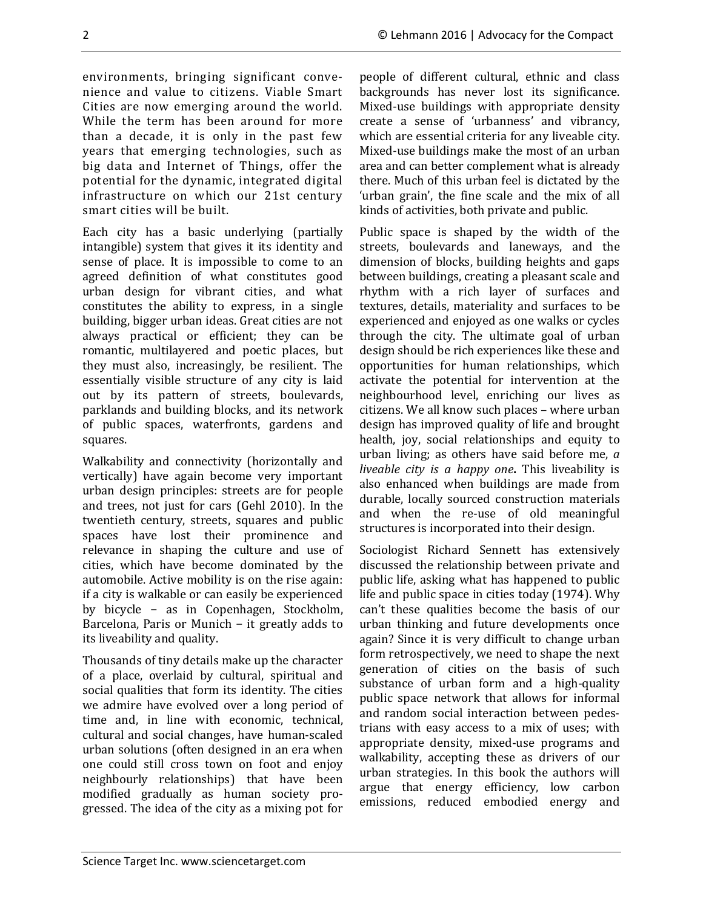environments, bringing significant convenience and value to citizens. Viable Smart Cities are now emerging around the world. While the term has been around for more than a decade, it is only in the past few years that emerging technologies, such as big data and Internet of Things, offer the potential for the dynamic, integrated digital infrastructure on which our 21st century smart cities will be built.

Each city has a basic underlying (partially intangible) system that gives it its identity and sense of place. It is impossible to come to an agreed definition of what constitutes good urban design for vibrant cities, and what constitutes the ability to express, in a single building, bigger urban ideas. Great cities are not always practical or efficient; they can be romantic, multilayered and poetic places, but they must also, increasingly, be resilient. The essentially visible structure of any city is laid out by its pattern of streets, boulevards, parklands and building blocks, and its network of public spaces, waterfronts, gardens and squares.

Walkability and connectivity (horizontally and vertically) have again become very important urban design principles: streets are for people and trees, not just for cars (Gehl 2010). In the twentieth century, streets, squares and public spaces have lost their prominence and relevance in shaping the culture and use of cities, which have become dominated by the automobile. Active mobility is on the rise again: if a city is walkable or can easily be experienced by bicycle – as in Copenhagen, Stockholm, Barcelona, Paris or Munich – it greatly adds to its liveability and quality.

Thousands of tiny details make up the character of a place, overlaid by cultural, spiritual and social qualities that form its identity. The cities we admire have evolved over a long period of time and, in line with economic, technical, cultural and social changes, have human-scaled urban solutions (often designed in an era when one could still cross town on foot and enjoy neighbourly relationships) that have been modified gradually as human society progressed. The idea of the city as a mixing pot for people of different cultural, ethnic and class backgrounds has never lost its significance. Mixed-use buildings with appropriate density create a sense of 'urbanness' and vibrancy, which are essential criteria for any liveable city. Mixed-use buildings make the most of an urban area and can better complement what is already there. Much of this urban feel is dictated by the 'urban grain', the fine scale and the mix of all kinds of activities, both private and public.

Public space is shaped by the width of the streets, boulevards and laneways, and the dimension of blocks, building heights and gaps between buildings, creating a pleasant scale and rhythm with a rich layer of surfaces and textures, details, materiality and surfaces to be experienced and enjoyed as one walks or cycles through the city. The ultimate goal of urban design should be rich experiences like these and opportunities for human relationships, which activate the potential for intervention at the neighbourhood level, enriching our lives as citizens. We all know such places – where urban design has improved quality of life and brought health, joy, social relationships and equity to urban living; as others have said before me, *a liveable city is a happy one***.** This liveability is also enhanced when buildings are made from durable, locally sourced construction materials and when the re-use of old meaningful structures is incorporated into their design.

Sociologist Richard Sennett has extensively discussed the relationship between private and public life, asking what has happened to public life and public space in cities today (1974). Why can't these qualities become the basis of our urban thinking and future developments once again? Since it is very difficult to change urban form retrospectively, we need to shape the next generation of cities on the basis of such substance of urban form and a high-quality public space network that allows for informal and random social interaction between pedestrians with easy access to a mix of uses; with appropriate density, mixed-use programs and walkability, accepting these as drivers of our urban strategies. In this book the authors will argue that energy efficiency, low carbon emissions, reduced embodied energy and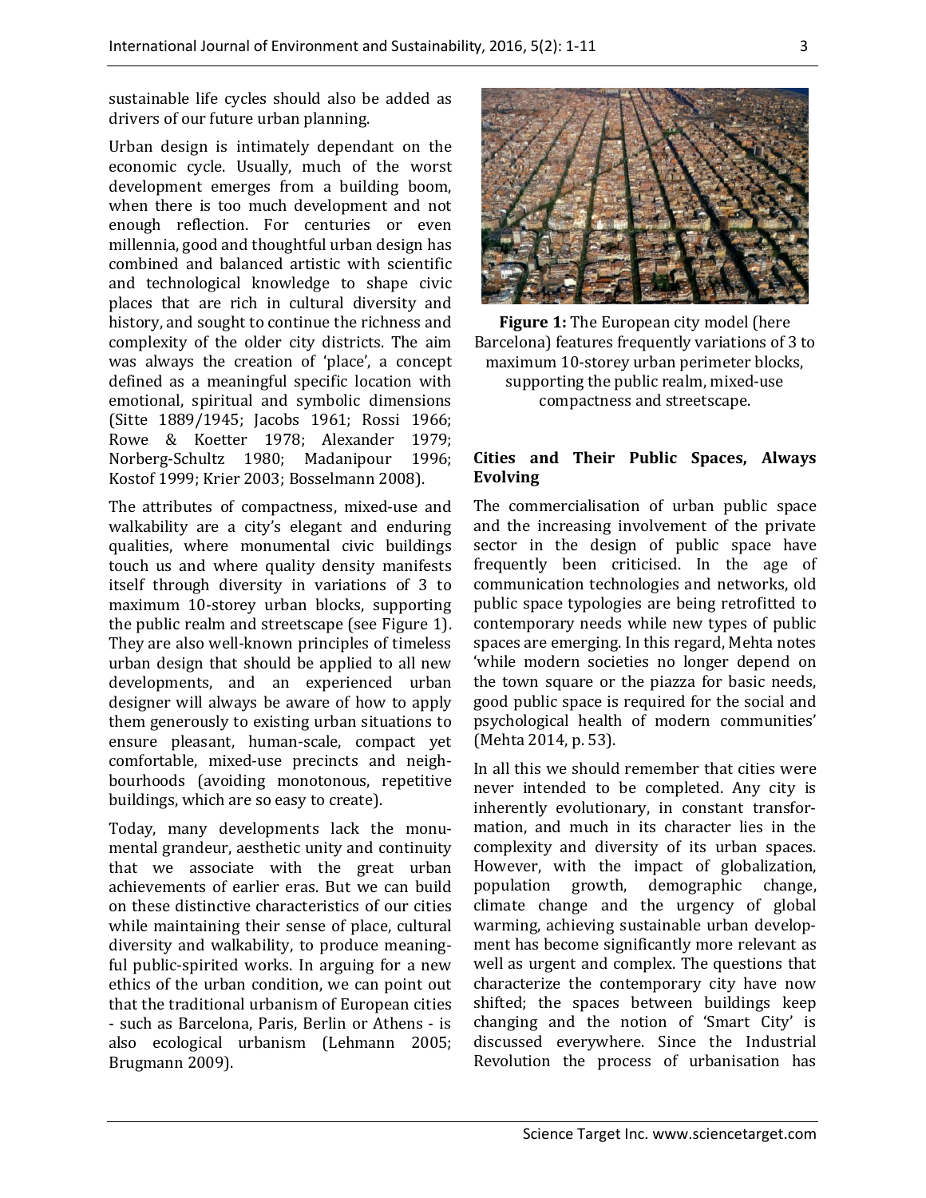sustainable life cycles should also be added as drivers of our future urban planning.

Urban design is intimately dependant on the economic cycle. Usually, much of the worst development emerges from a building boom, when there is too much development and not enough reflection. For centuries or even millennia, good and thoughtful urban design has combined and balanced artistic with scientific and technological knowledge to shape civic places that are rich in cultural diversity and history, and sought to continue the richness and complexity of the older city districts. The aim was always the creation of 'place', a concept defined as a meaningful specific location with emotional, spiritual and symbolic dimensions (Sitte 1889/1945; Jacobs 1961; Rossi 1966; Rowe & Koetter 1978; Alexander 1979; Norberg-Schultz 1980; Madanipour 1996; Kostof 1999; Krier 2003; Bosselmann 2008).

The attributes of compactness, mixed-use and walkability are a city's elegant and enduring qualities, where monumental civic buildings touch us and where quality density manifests itself through diversity in variations of 3 to maximum 10-storey urban blocks, supporting the public realm and streetscape (see Figure 1). They are also well-known principles of timeless urban design that should be applied to all new developments, and an experienced urban designer will always be aware of how to apply them generously to existing urban situations to ensure pleasant, human-scale, compact yet comfortable, mixed-use precincts and neighbourhoods (avoiding monotonous, repetitive buildings, which are so easy to create).

Today, many developments lack the monumental grandeur, aesthetic unity and continuity that we associate with the great urban achievements of earlier eras. But we can build on these distinctive characteristics of our cities while maintaining their sense of place, cultural diversity and walkability, to produce meaningful public-spirited works. In arguing for a new ethics of the urban condition, we can point out that the traditional urbanism of European cities - such as Barcelona, Paris, Berlin or Athens - is also ecological urbanism (Lehmann 2005; Brugmann 2009).

**Figure 1:** The European city model (here Barcelona) features frequently variations of 3 to maximum 10-storey urban perimeter blocks, supporting the public realm, mixed-use compactness and streetscape.

## Cities and Their Public Spaces, Always Evolving

The commercialisation of urban public space and the increasing involvement of the private sector in the design of public space have frequently been criticised. In the age of communication technologies and networks, old public space typologies are being retrofitted to contemporary needs while new types of public spaces are emerging. In this regard, Mehta notes 'while modern societies no longer depend on the town square or the piazza for basic needs, good public space is required for the social and psychological health of modern communities' (Mehta 2014, p. 53).

In all this we should remember that cities were never intended to be completed. Any city is inherently evolutionary, in constant transformation, and much in its character lies in the complexity and diversity of its urban spaces. However, with the impact of globalization, population growth, demographic change, climate change and the urgency of global warming, achieving sustainable urban development has become significantly more relevant as well as urgent and complex. The questions that characterize the contemporary city have now shifted; the spaces between buildings keep changing and the notion of 'Smart City' is discussed everywhere. Since the Industrial Revolution the process of urbanisation has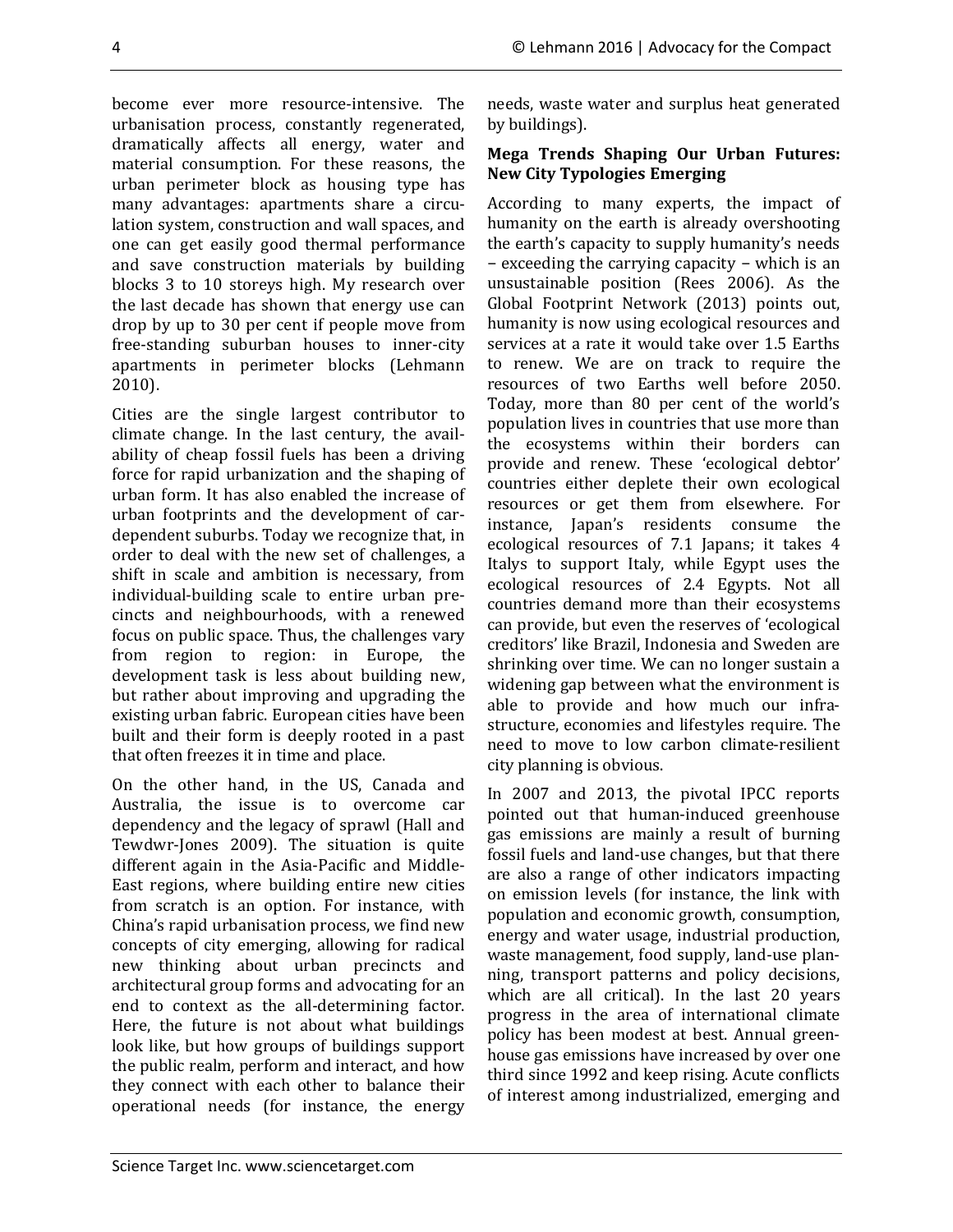become ever more resource-intensive. The urbanisation process, constantly regenerated, dramatically affects all energy, water and material consumption. For these reasons, the urban perimeter block as housing type has many advantages: apartments share a circulation system, construction and wall spaces, and one can get easily good thermal performance and save construction materials by building blocks 3 to 10 storeys high. My research over the last decade has shown that energy use can drop by up to 30 per cent if people move from free-standing suburban houses to inner-city apartments in perimeter blocks (Lehmann 2010).

Cities are the single largest contributor to climate change. In the last century, the availability of cheap fossil fuels has been a driving force for rapid urbanization and the shaping of urban form. It has also enabled the increase of urban footprints and the development of car-dependent suburbs. Today we recognize that, in order to deal with the new set of challenges, a shift in scale and ambition is necessary, from individual-building scale to entire urban precincts and neighbourhoods, with a renewed focus on public space. Thus, the challenges vary from region to region: in Europe, the development task is less about building new, but rather about improving and upgrading the existing urban fabric. European cities have been built and their form is deeply rooted in a past that often freezes it in time and place.

On the other hand, in the US, Canada and Australia, the issue is to overcome car dependency and the legacy of sprawl (Hall and Tewdwr-Jones 2009). The situation is quite different again in the Asia-Pacific and Middle-East regions, where building entire new cities from scratch is an option. For instance, with China's rapid urbanisation process, we find new concepts of city emerging, allowing for radical new thinking about urban precincts and architectural group forms and advocating for an end to context as the all-determining factor. Here, the future is not about what buildings look like, but how groups of buildings support the public realm, perform and interact, and how they connect with each other to balance their operational needs (for instance, the energy needs, waste water and surplus heat generated by buildings).

**Mega Trends Shaping Our Urban Futures: New City Typologies Emerging**

According to many experts, the impact of humanity on the earth is already overshooting the earth's capacity to supply humanity's needs – exceeding the carrying capacity – which is an unsustainable position (Rees 2006). As the Global Footprint Network (2013) points out, humanity is now using ecological resources and services at a rate it would take over 1.5 Earths to renew. We are on track to require the resources of two Earths well before 2050. Today, more than 80 per cent of the world's population lives in countries that use more than the ecosystems within their borders can provide and renew. These 'ecological debtor' countries either deplete their own ecological resources or get them from elsewhere. For instance, Japan's residents consume the ecological resources of 7.1 Japans; it takes 4 Italys to support Italy, while Egypt uses the ecological resources of 2.4 Egypts. Not all countries demand more than their ecosystems can provide, but even the reserves of 'ecological creditors' like Brazil, Indonesia and Sweden are shrinking over time. We can no longer sustain a widening gap between what the environment is able to provide and how much our infrastructure, economies and lifestyles require. The need to move to low carbon climate-resilient city planning is obvious.

In 2007 and 2013, the pivotal IPCC reports pointed out that human-induced greenhouse gas emissions are mainly a result of burning fossil fuels and land-use changes, but that there are also a range of other indicators impacting on emission levels (for instance, the link with population and economic growth, consumption, energy and water usage, industrial production, waste management, food supply, land-use planning, transport patterns and policy decisions, which are all critical). In the last 20 years progress in the area of international climate policy has been modest at best. Annual greenhouse gas emissions have increased by over one third since 1992 and keep rising. Acute conflicts of interest among industrialized, emerging and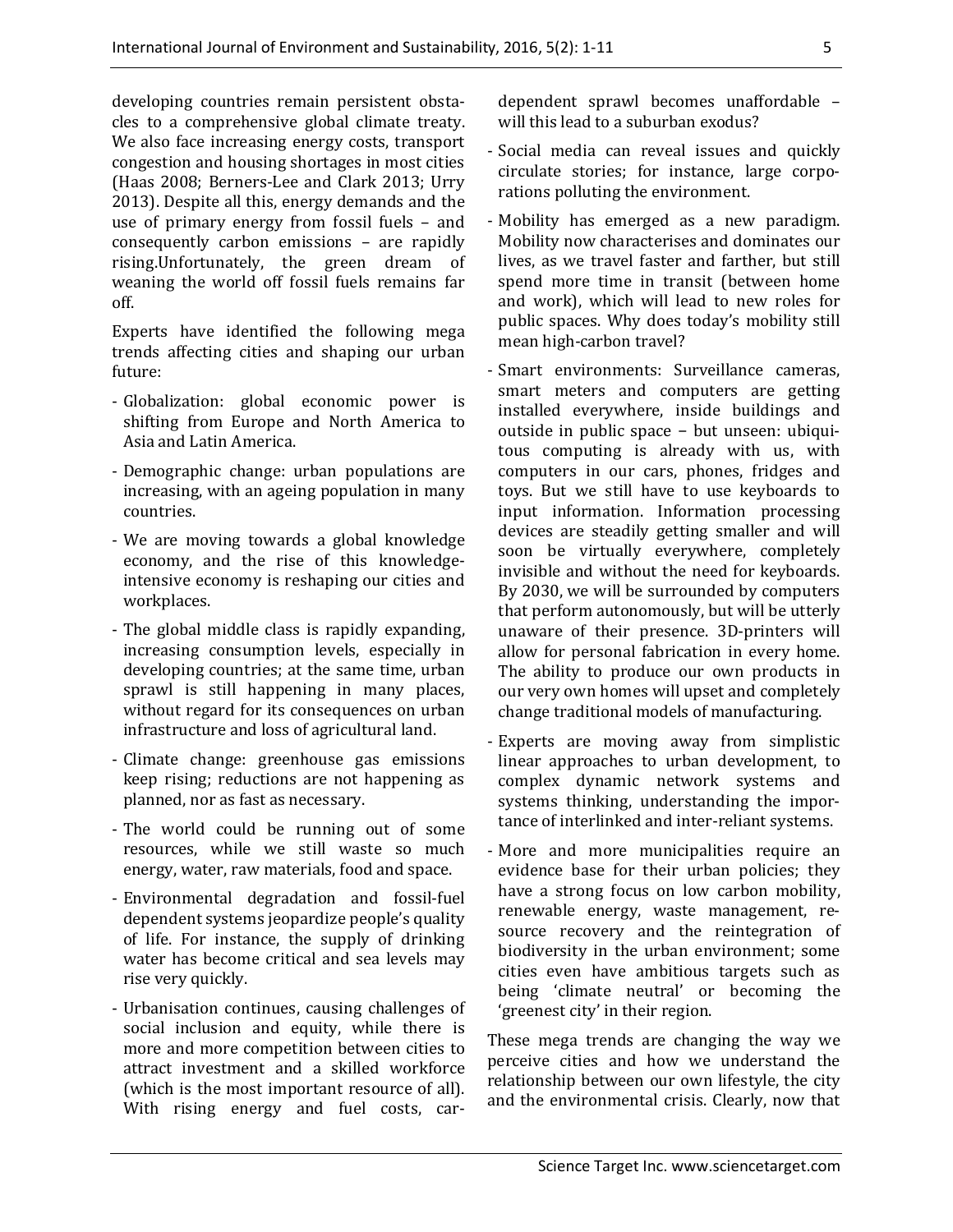developing countries remain persistent obstacles to a comprehensive global climate treaty. We also face increasing energy costs, transport congestion and housing shortages in most cities (Haas 2008; Berners-Lee and Clark 2013; Urry 2013). Despite all this, energy demands and the use of primary energy from fossil fuels – and consequently carbon emissions – are rapidly rising.Unfortunately, the green dream of weaning the world off fossil fuels remains far off.

Experts have identified the following mega trends affecting cities and shaping our urban future:

- Globalization: global economic power is shifting from Europe and North America to Asia and Latin America.
- Demographic change: urban populations are increasing, with an ageing population in many countries.
- We are moving towards a global knowledge economy, and the rise of this knowledge-intensive economy is reshaping our cities and workplaces.
- The global middle class is rapidly expanding, increasing consumption levels, especially in developing countries; at the same time, urban sprawl is still happening in many places, without regard for its consequences on urban infrastructure and loss of agricultural land.
- Climate change: greenhouse gas emissions keep rising; reductions are not happening as planned, nor as fast as necessary.
- The world could be running out of some resources, while we still waste so much energy, water, raw materials, food and space.
- Environmental degradation and fossil-fuel dependent systems jeopardize people's quality of life. For instance, the supply of drinking water has become critical and sea levels may rise very quickly.
- Urbanisation continues, causing challenges of social inclusion and equity, while there is more and more competition between cities to attract investment and a skilled workforce (which is the most important resource of all). With rising energy and fuel costs, car-dependent sprawl becomes unaffordable – will this lead to a suburban exodus?
- Social media can reveal issues and quickly circulate stories; for instance, large corporations polluting the environment.
- Mobility has emerged as a new paradigm. Mobility now characterises and dominates our lives, as we travel faster and farther, but still spend more time in transit (between home and work), which will lead to new roles for public spaces. Why does today's mobility still mean high-carbon travel?
- Smart environments: Surveillance cameras, smart meters and computers are getting installed everywhere, inside buildings and outside in public space − but unseen: ubiquitous computing is already with us, with computers in our cars, phones, fridges and toys. But we still have to use keyboards to input information. Information processing devices are steadily getting smaller and will soon be virtually everywhere, completely invisible and without the need for keyboards. By 2030, we will be surrounded by computers that perform autonomously, but will be utterly unaware of their presence. 3D-printers will allow for personal fabrication in every home. The ability to produce our own products in our very own homes will upset and completely change traditional models of manufacturing.
- Experts are moving away from simplistic linear approaches to urban development, to complex dynamic network systems and systems thinking, understanding the importance of interlinked and inter-reliant systems.
- More and more municipalities require an evidence base for their urban policies; they have a strong focus on low carbon mobility, renewable energy, waste management, resource recovery and the reintegration of biodiversity in the urban environment; some cities even have ambitious targets such as being 'climate neutral' or becoming the 'greenest city' in their region.

These mega trends are changing the way we perceive cities and how we understand the relationship between our own lifestyle, the city and the environmental crisis. Clearly, now that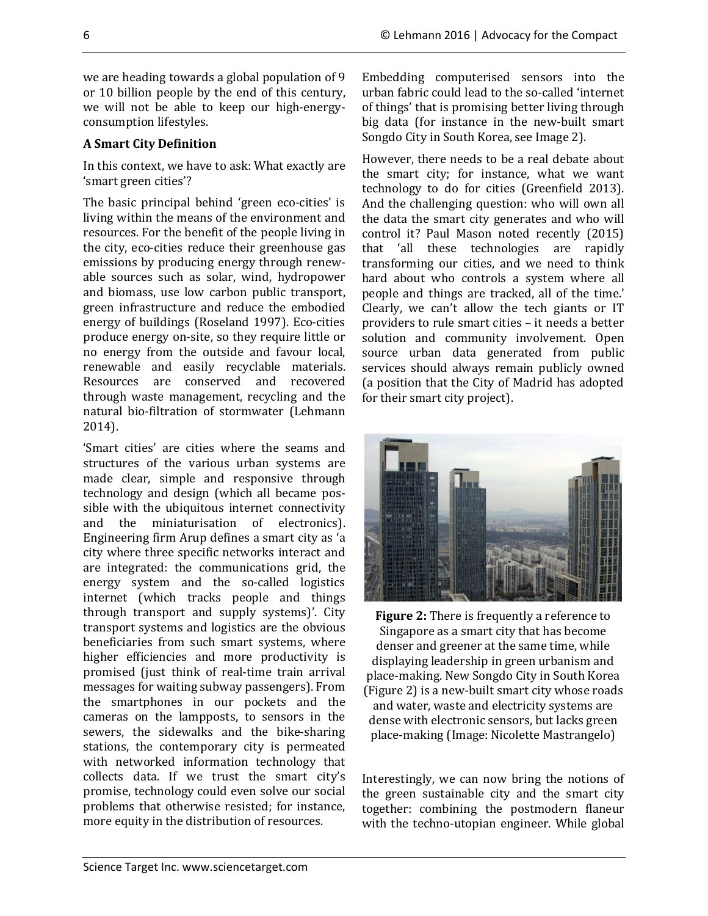we are heading towards a global population of 9 or 10 billion people by the end of this century, we will not be able to keep our high-energy-consumption lifestyles.

**A Smart City Definition**

In this context, we have to ask: What exactly are 'smart green cities'?

The basic principal behind 'green eco-cities' is living within the means of the environment and resources. For the benefit of the people living in the city, eco-cities reduce their greenhouse gas emissions by producing energy through renewable sources such as solar, wind, hydropower and biomass, use low carbon public transport, green infrastructure and reduce the embodied energy of buildings (Roseland 1997). Eco-cities produce energy on-site, so they require little or no energy from the outside and favour local, renewable and easily recyclable materials. Resources are conserved and recovered through waste management, recycling and the natural bio-filtration of stormwater (Lehmann 2014).

'Smart cities' are cities where the seams and structures of the various urban systems are made clear, simple and responsive through technology and design (which all became possible with the ubiquitous internet connectivity and the miniaturisation of electronics). Engineering firm Arup defines a smart city as 'a city where three specific networks interact and are integrated: the communications grid, the energy system and the so-called logistics internet (which tracks people and things through transport and supply systems)'. City transport systems and logistics are the obvious beneficiaries from such smart systems, where higher efficiencies and more productivity is promised (just think of real-time train arrival messages for waiting subway passengers). From the smartphones in our pockets and the cameras on the lampposts, to sensors in the sewers, the sidewalks and the bike-sharing stations, the contemporary city is permeated with networked information technology that collects data. If we trust the smart city's promise, technology could even solve our social problems that otherwise resisted; for instance, more equity in the distribution of resources.

Embedding computerised sensors into the urban fabric could lead to the so-called 'internet of things' that is promising better living through big data (for instance in the new-built smart Songdo City in South Korea, see Image 2).

However, there needs to be a real debate about the smart city; for instance, what we want technology to do for cities (Greenfield 2013). And the challenging question: who will own all the data the smart city generates and who will control it? Paul Mason noted recently (2015) that 'all these technologies are rapidly transforming our cities, and we need to think hard about who controls a system where all people and things are tracked, all of the time.' Clearly, we can't allow the tech giants or IT providers to rule smart cities – it needs a better solution and community involvement. Open source urban data generated from public services should always remain publicly owned (a position that the City of Madrid has adopted for their smart city project).

**Figure 2:** There is frequently a reference to Singapore as a smart city that has become denser and greener at the same time, while displaying leadership in green urbanism and place-making. New Songdo City in South Korea (Figure 2) is a new-built smart city whose roads and water, waste and electricity systems are dense with electronic sensors, but lacks green place-making (Image: Nicolette Mastrangelo)

Interestingly, we can now bring the notions of the green sustainable city and the smart city together: combining the postmodern flaneur with the techno-utopian engineer. While global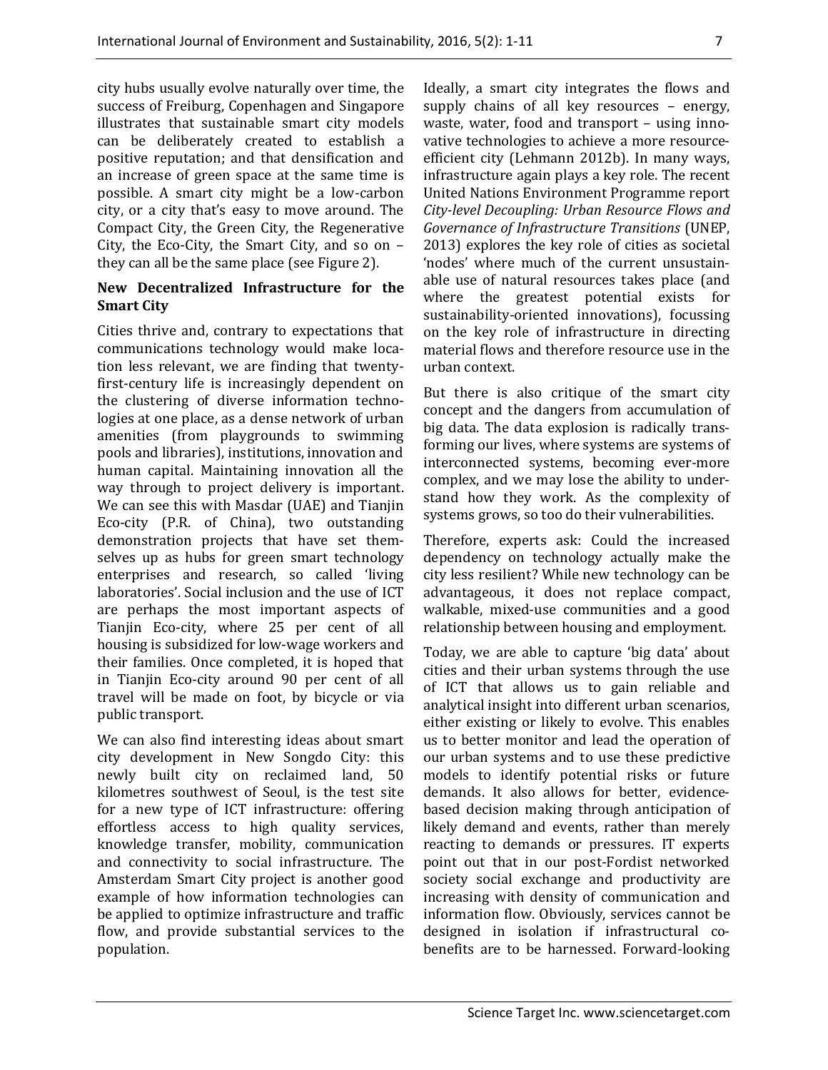city hubs usually evolve naturally over time, the success of Freiburg, Copenhagen and Singapore illustrates that sustainable smart city models can be deliberately created to establish a positive reputation; and that densification and an increase of green space at the same time is possible. A smart city might be a low-carbon city, or a city that's easy to move around. The Compact City, the Green City, the Regenerative City, the Eco-City, the Smart City, and so on – they can all be the same place (see Figure 2).

**New Decentralized Infrastructure for the Smart City**

Cities thrive and, contrary to expectations that communications technology would make location less relevant, we are finding that twenty-first-century life is increasingly dependent on the clustering of diverse information technologies at one place, as a dense network of urban amenities (from playgrounds to swimming pools and libraries), institutions, innovation and human capital. Maintaining innovation all the way through to project delivery is important. We can see this with Masdar (UAE) and Tianjin Eco-city (P.R. of China), two outstanding demonstration projects that have set themselves up as hubs for green smart technology enterprises and research, so called 'living laboratories'. Social inclusion and the use of ICT are perhaps the most important aspects of Tianjin Eco-city, where 25 per cent of all housing is subsidized for low-wage workers and their families. Once completed, it is hoped that in Tianjin Eco-city around 90 per cent of all travel will be made on foot, by bicycle or via public transport.

We can also find interesting ideas about smart city development in New Songdo City: this newly built city on reclaimed land, 50 kilometres southwest of Seoul, is the test site for a new type of ICT infrastructure: offering effortless access to high quality services, knowledge transfer, mobility, communication and connectivity to social infrastructure. The Amsterdam Smart City project is another good example of how information technologies can be applied to optimize infrastructure and traffic flow, and provide substantial services to the population.

Ideally, a smart city integrates the flows and supply chains of all key resources – energy, waste, water, food and transport – using innovative technologies to achieve a more resource-efficient city (Lehmann 2012b). In many ways, infrastructure again plays a key role. The recent United Nations Environment Programme report *City-level Decoupling: Urban Resource Flows and Governance of Infrastructure Transitions* (UNEP, 2013) explores the key role of cities as societal 'nodes' where much of the current unsustainable use of natural resources takes place (and where the greatest potential exists for sustainability-oriented innovations), focussing on the key role of infrastructure in directing material flows and therefore resource use in the urban context.

But there is also critique of the smart city concept and the dangers from accumulation of big data. The data explosion is radically transforming our lives, where systems are systems of interconnected systems, becoming ever-more complex, and we may lose the ability to understand how they work. As the complexity of systems grows, so too do their vulnerabilities.

Therefore, experts ask: Could the increased dependency on technology actually make the city less resilient? While new technology can be advantageous, it does not replace compact, walkable, mixed-use communities and a good relationship between housing and employment.

Today, we are able to capture 'big data' about cities and their urban systems through the use of ICT that allows us to gain reliable and analytical insight into different urban scenarios, either existing or likely to evolve. This enables us to better monitor and lead the operation of our urban systems and to use these predictive models to identify potential risks or future demands. It also allows for better, evidence-based decision making through anticipation of likely demand and events, rather than merely reacting to demands or pressures. IT experts point out that in our post-Fordist networked society social exchange and productivity are increasing with density of communication and information flow. Obviously, services cannot be designed in isolation if infrastructural co-benefits are to be harnessed. Forward-looking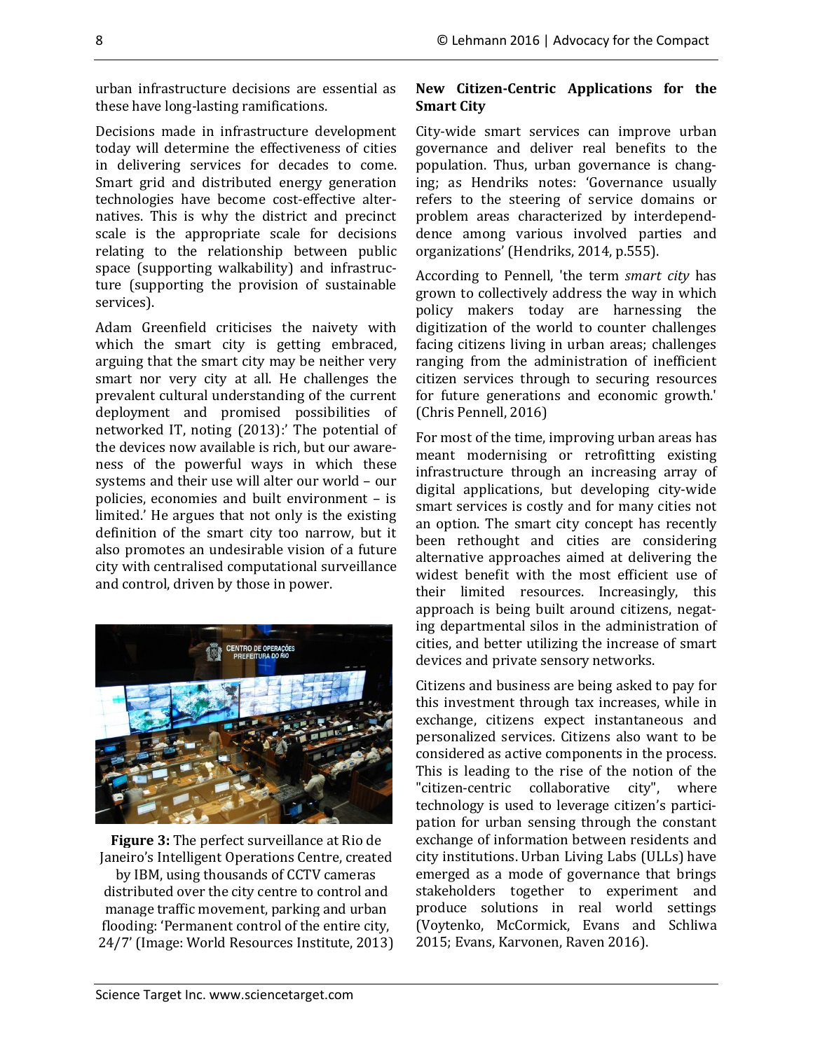urban infrastructure decisions are essential as these have long-lasting ramifications.

Decisions made in infrastructure development today will determine the effectiveness of cities in delivering services for decades to come. Smart grid and distributed energy generation technologies have become cost-effective alternatives. This is why the district and precinct scale is the appropriate scale for decisions relating to the relationship between public space (supporting walkability) and infrastructure (supporting the provision of sustainable services).

Adam Greenfield criticises the naivety with which the smart city is getting embraced, arguing that the smart city may be neither very smart nor very city at all. He challenges the prevalent cultural understanding of the current deployment and promised possibilities of networked IT, noting (2013):' The potential of the devices now available is rich, but our awareness of the powerful ways in which these systems and their use will alter our world – our policies, economies and built environment – is limited.' He argues that not only is the existing definition of the smart city too narrow, but it also promotes an undesirable vision of a future city with centralised computational surveillance and control, driven by those in power.

**Figure 3:** The perfect surveillance at Rio de Janeiro's Intelligent Operations Centre, created by IBM, using thousands of CCTV cameras distributed over the city centre to control and manage traffic movement, parking and urban flooding: 'Permanent control of the entire city, 24/7' (Image: World Resources Institute, 2013)

### New Citizen-Centric Applications for the Smart City

City-wide smart services can improve urban governance and deliver real benefits to the population. Thus, urban governance is changing; as Hendriks notes: 'Governance usually refers to the steering of service domains or problem areas characterized by interdependence among various involved parties and organizations' (Hendriks, 2014, p.555).

According to Pennell, 'the term *smart city* has grown to collectively address the way in which policy makers today are harnessing the digitization of the world to counter challenges facing citizens living in urban areas; challenges ranging from the administration of inefficient citizen services through to securing resources for future generations and economic growth.' (Chris Pennell, 2016)

For most of the time, improving urban areas has meant modernising or retrofitting existing infrastructure through an increasing array of digital applications, but developing city-wide smart services is costly and for many cities not an option. The smart city concept has recently been rethought and cities are considering alternative approaches aimed at delivering the widest benefit with the most efficient use of their limited resources. Increasingly, this approach is being built around citizens, negating departmental silos in the administration of cities, and better utilizing the increase of smart devices and private sensory networks.

Citizens and business are being asked to pay for this investment through tax increases, while in exchange, citizens expect instantaneous and personalized services. Citizens also want to be considered as active components in the process. This is leading to the rise of the notion of the "citizen-centric collaborative city", where technology is used to leverage citizen's participation for urban sensing through the constant exchange of information between residents and city institutions. Urban Living Labs (ULLs) have emerged as a mode of governance that brings stakeholders together to experiment and produce solutions in real world settings (Voytenko, McCormick, Evans and Schliwa 2015; Evans, Karvonen, Raven 2016).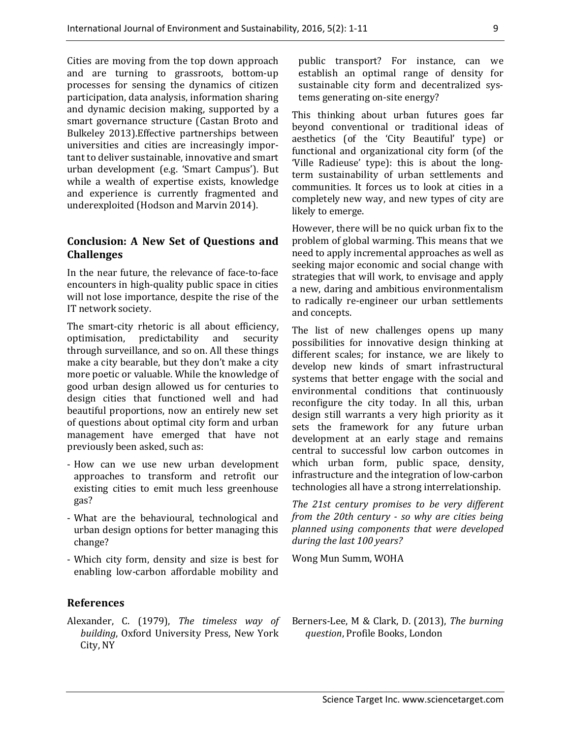Cities are moving from the top down approach and are turning to grassroots, bottom-up processes for sensing the dynamics of citizen participation, data analysis, information sharing and dynamic decision making, supported by a smart governance structure (Castan Broto and Bulkeley 2013).Effective partnerships between universities and cities are increasingly important to deliver sustainable, innovative and smart urban development (e.g. 'Smart Campus'). But while a wealth of expertise exists, knowledge and experience is currently fragmented and underexploited (Hodson and Marvin 2014).

## Conclusion: A New Set of Questions and Challenges

In the near future, the relevance of face-to-face encounters in high-quality public space in cities will not lose importance, despite the rise of the IT network society.

The smart-city rhetoric is all about efficiency, optimisation, predictability and security through surveillance, and so on. All these things make a city bearable, but they don't make a city more poetic or valuable. While the knowledge of good urban design allowed us for centuries to design cities that functioned well and had beautiful proportions, now an entirely new set of questions about optimal city form and urban management have emerged that have not previously been asked, such as:

- How can we use new urban development approaches to transform and retrofit our existing cities to emit much less greenhouse gas?
- What are the behavioural, technological and urban design options for better managing this change?
- Which city form, density and size is best for enabling low-carbon affordable mobility and public transport? For instance, can we establish an optimal range of density for sustainable city form and decentralized systems generating on-site energy?

This thinking about urban futures goes far beyond conventional or traditional ideas of aesthetics (of the 'City Beautiful' type) or functional and organizational city form (of the 'Ville Radieuse' type): this is about the long-term sustainability of urban settlements and communities. It forces us to look at cities in a completely new way, and new types of city are likely to emerge.

However, there will be no quick urban fix to the problem of global warming. This means that we need to apply incremental approaches as well as seeking major economic and social change with strategies that will work, to envisage and apply a new, daring and ambitious environmentalism to radically re-engineer our urban settlements and concepts.

The list of new challenges opens up many possibilities for innovative design thinking at different scales; for instance, we are likely to develop new kinds of smart infrastructural systems that better engage with the social and environmental conditions that continuously reconfigure the city today. In all this, urban design still warrants a very high priority as it sets the framework for any future urban development at an early stage and remains central to successful low carbon outcomes in which urban form, public space, density, infrastructure and the integration of low-carbon technologies all have a strong interrelationship.

*The 21st century promises to be very different from the 20th century - so why are cities being planned using components that were developed during the last 100 years?*

Wong Mun Summ, WOHA

## References

Alexander, C. (1979), *The timeless way of building*, Oxford University Press, New York City, NY

Berners-Lee, M & Clark, D. (2013), *The burning question*, Profile Books, London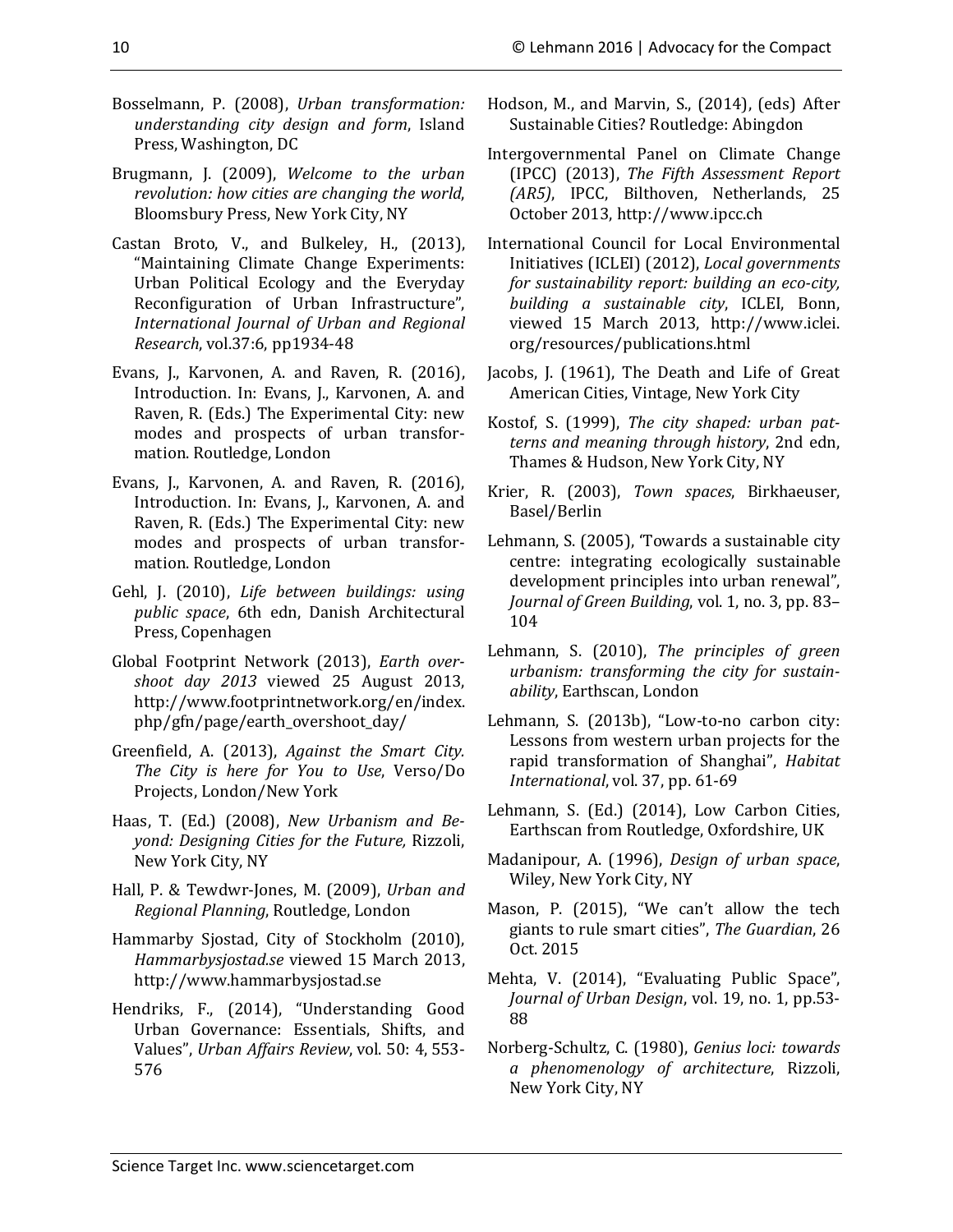Bosselmann, P. (2008), *Urban transformation: understanding city design and form*, Island Press, Washington, DC

Brugmann, J. (2009), *Welcome to the urban revolution: how cities are changing the world*, Bloomsbury Press, New York City, NY

Castan Broto, V., and Bulkeley, H., (2013), "Maintaining Climate Change Experiments: Urban Political Ecology and the Everyday Reconfiguration of Urban Infrastructure", *International Journal of Urban and Regional Research*, vol.37:6, pp1934-48

Evans, J., Karvonen, A. and Raven, R. (2016), Introduction. In: Evans, J., Karvonen, A. and Raven, R. (Eds.) The Experimental City: new modes and prospects of urban transformation. Routledge, London

Evans, J., Karvonen, A. and Raven, R. (2016), Introduction. In: Evans, J., Karvonen, A. and Raven, R. (Eds.) The Experimental City: new modes and prospects of urban transformation. Routledge, London

Gehl, J. (2010), *Life between buildings: using public space*, 6th edn, Danish Architectural Press, Copenhagen

Global Footprint Network (2013), *Earth overshoot day 2013* viewed 25 August 2013, http://www.footprintnetwork.org/en/index.php/gfn/page/earth_overshoot_day/

Greenfield, A. (2013), *Against the Smart City. The City is here for You to Use*, Verso/Do Projects, London/New York

Haas, T. (Ed.) (2008), *New Urbanism and Beyond: Designing Cities for the Future,* Rizzoli, New York City, NY

Hall, P. & Tewdwr-Jones, M. (2009), *Urban and Regional Planning*, Routledge, London

Hammarby Sjostad, City of Stockholm (2010), *Hammarbysjostad.se* viewed 15 March 2013, http://www.hammarbysjostad.se

Hendriks, F., (2014), "Understanding Good Urban Governance: Essentials, Shifts, and Values", *Urban Affairs Review*, vol. 50: 4, 553-576

Hodson, M., and Marvin, S., (2014), (eds) After Sustainable Cities? Routledge: Abingdon

Intergovernmental Panel on Climate Change (IPCC) (2013), *The Fifth Assessment Report (AR5)*, IPCC, Bilthoven, Netherlands, 25 October 2013, http://www.ipcc.ch

International Council for Local Environmental Initiatives (ICLEI) (2012), *Local governments for sustainability report: building an eco-city, building a sustainable city*, ICLEI, Bonn, viewed 15 March 2013, http://www.iclei.org/resources/publications.html

Jacobs, J. (1961), The Death and Life of Great American Cities, Vintage, New York City

Kostof, S. (1999), *The city shaped: urban patterns and meaning through history*, 2nd edn, Thames & Hudson, New York City, NY

Krier, R. (2003), *Town spaces*, Birkhaeuser, Basel/Berlin

Lehmann, S. (2005), 'Towards a sustainable city centre: integrating ecologically sustainable development principles into urban renewal", *Journal of Green Building*, vol. 1, no. 3, pp. 83–104

Lehmann, S. (2010), *The principles of green urbanism: transforming the city for sustainability*, Earthscan, London

Lehmann, S. (2013b), "Low-to-no carbon city: Lessons from western urban projects for the rapid transformation of Shanghai", *Habitat International*, vol. 37, pp. 61-69

Lehmann, S. (Ed.) (2014), Low Carbon Cities, Earthscan from Routledge, Oxfordshire, UK

Madanipour, A. (1996), *Design of urban space*, Wiley, New York City, NY

Mason, P. (2015), "We can't allow the tech giants to rule smart cities", *The Guardian*, 26 Oct. 2015

Mehta, V. (2014), "Evaluating Public Space", *Journal of Urban Design*, vol. 19, no. 1, pp.53-88

Norberg-Schultz, C. (1980), *Genius loci: towards a phenomenology of architecture*, Rizzoli, New York City, NY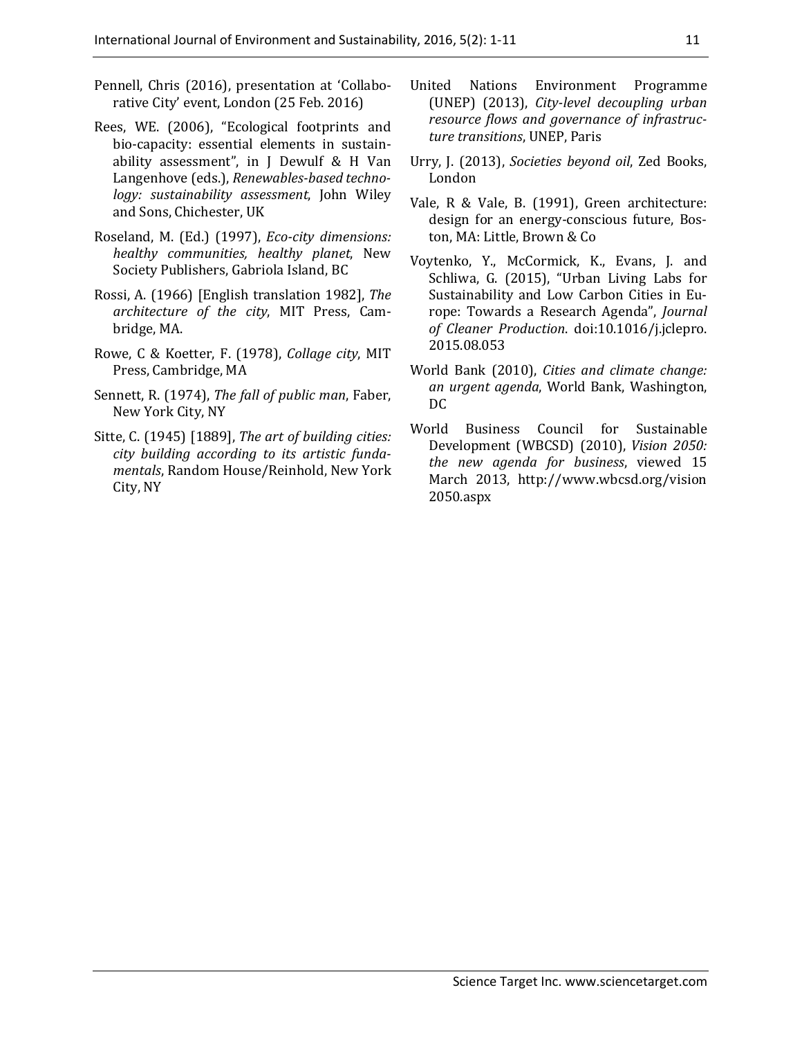Pennell, Chris (2016), presentation at 'Collaborative City' event, London (25 Feb. 2016)

Rees, WE. (2006), "Ecological footprints and bio-capacity: essential elements in sustainability assessment", in J Dewulf & H Van Langenhove (eds.), *Renewables-based technology: sustainability assessment*, John Wiley and Sons, Chichester, UK

Roseland, M. (Ed.) (1997), *Eco-city dimensions: healthy communities, healthy planet*, New Society Publishers, Gabriola Island, BC

Rossi, A. (1966) [English translation 1982], *The architecture of the city*, MIT Press, Cambridge, MA.

Rowe, C & Koetter, F. (1978), *Collage city*, MIT Press, Cambridge, MA

Sennett, R. (1974), *The fall of public man*, Faber, New York City, NY

Sitte, C. (1945) [1889], *The art of building cities: city building according to its artistic fundamentals*, Random House/Reinhold, New York City, NY

United Nations Environment Programme (UNEP) (2013), *City-level decoupling urban resource flows and governance of infrastructure transitions*, UNEP, Paris

Urry, J. (2013), *Societies beyond oil*, Zed Books, London

Vale, R & Vale, B. (1991), Green architecture: design for an energy-conscious future, Boston, MA: Little, Brown & Co

Voytenko, Y., McCormick, K., Evans, J. and Schliwa, G. (2015), "Urban Living Labs for Sustainability and Low Carbon Cities in Europe: Towards a Research Agenda", *Journal of Cleaner Production*. doi:10.1016/j.jclepro.2015.08.053

World Bank (2010), *Cities and climate change: an urgent agenda*, World Bank, Washington, DC

World Business Council for Sustainable Development (WBCSD) (2010), *Vision 2050: the new agenda for business*, viewed 15 March 2013, http://www.wbcsd.org/vision2050.aspx